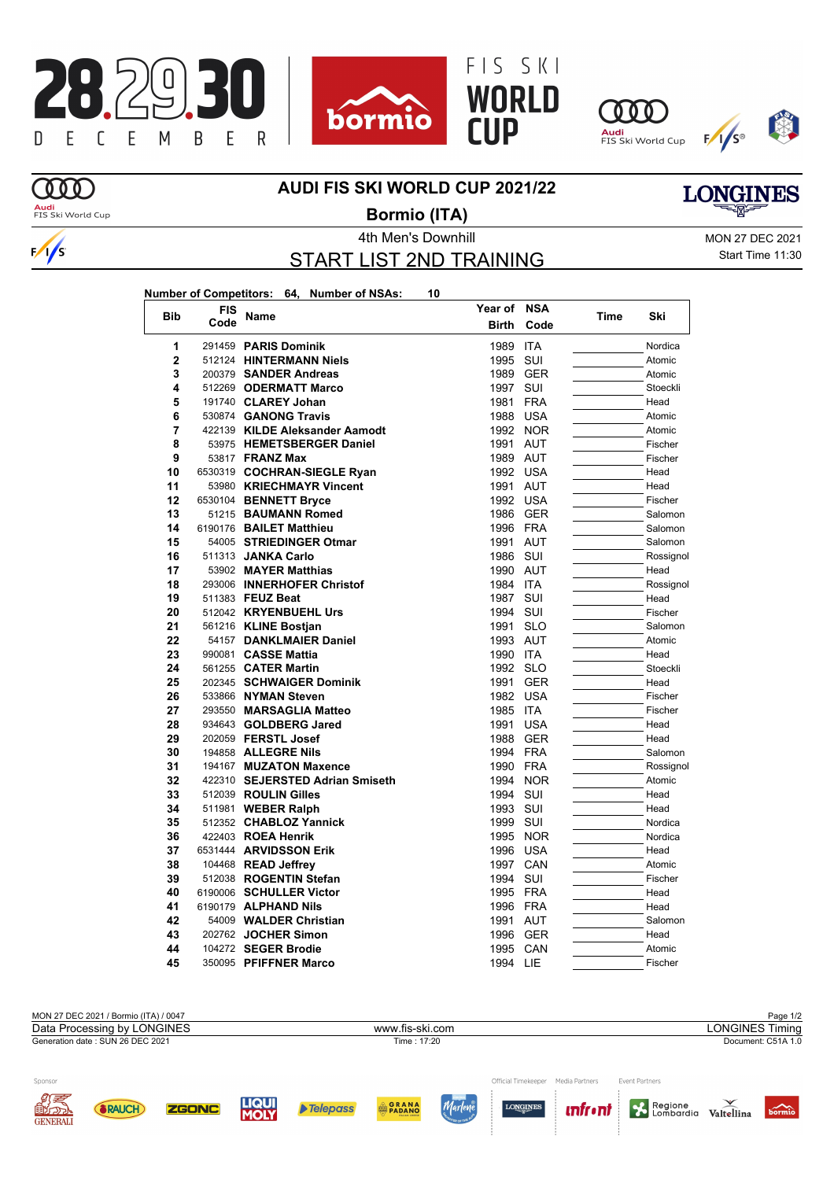# AUDI FIS SKI WORLD CUP 2021/22

## Bormio (ITA)

4th Men's Downhill

MON 27 DEC 2021

## START LIST 2ND TRAINING

Start Time 11:30

**Number of Competitors: 64, Number of NSAs: 10**

| Bib | FIS Code | Name | Year of Birth | NSA Code | Time | Ski |
|---|---|---|---|---|---|---|
| 1 | 291459 | **PARIS Dominik** | 1989 | ITA | | Nordica |
| 2 | 512124 | **HINTERMANN Niels** | 1995 | SUI | | Atomic |
| 3 | 200379 | **SANDER Andreas** | 1989 | GER | | Atomic |
| 4 | 512269 | **ODERMATT Marco** | 1997 | SUI | | Stoeckli |
| 5 | 191740 | **CLAREY Johan** | 1981 | FRA | | Head |
| 6 | 530874 | **GANONG Travis** | 1988 | USA | | Atomic |
| 7 | 422139 | **KILDE Aleksander Aamodt** | 1992 | NOR | | Atomic |
| 8 | 53975 | **HEMETSBERGER Daniel** | 1991 | AUT | | Fischer |
| 9 | 53817 | **FRANZ Max** | 1989 | AUT | | Fischer |
| 10 | 6530319 | **COCHRAN-SIEGLE Ryan** | 1992 | USA | | Head |
| 11 | 53980 | **KRIECHMAYR Vincent** | 1991 | AUT | | Head |
| 12 | 6530104 | **BENNETT Bryce** | 1992 | USA | | Fischer |
| 13 | 51215 | **BAUMANN Romed** | 1986 | GER | | Salomon |
| 14 | 6190176 | **BAILET Matthieu** | 1996 | FRA | | Salomon |
| 15 | 54005 | **STRIEDINGER Otmar** | 1991 | AUT | | Salomon |
| 16 | 511313 | **JANKA Carlo** | 1986 | SUI | | Rossignol |
| 17 | 53902 | **MAYER Matthias** | 1990 | AUT | | Head |
| 18 | 293006 | **INNERHOFER Christof** | 1984 | ITA | | Rossignol |
| 19 | 511383 | **FEUZ Beat** | 1987 | SUI | | Head |
| 20 | 512042 | **KRYENBUEHL Urs** | 1994 | SUI | | Fischer |
| 21 | 561216 | **KLINE Bostjan** | 1991 | SLO | | Salomon |
| 22 | 54157 | **DANKLMAIER Daniel** | 1993 | AUT | | Atomic |
| 23 | 990081 | **CASSE Mattia** | 1990 | ITA | | Head |
| 24 | 561255 | **CATER Martin** | 1992 | SLO | | Stoeckli |
| 25 | 202345 | **SCHWAIGER Dominik** | 1991 | GER | | Head |
| 26 | 533866 | **NYMAN Steven** | 1982 | USA | | Fischer |
| 27 | 293550 | **MARSAGLIA Matteo** | 1985 | ITA | | Fischer |
| 28 | 934643 | **GOLDBERG Jared** | 1991 | USA | | Head |
| 29 | 202059 | **FERSTL Josef** | 1988 | GER | | Head |
| 30 | 194858 | **ALLEGRE Nils** | 1994 | FRA | | Salomon |
| 31 | 194167 | **MUZATON Maxence** | 1990 | FRA | | Rossignol |
| 32 | 422310 | **SEJERSTED Adrian Smiseth** | 1994 | NOR | | Atomic |
| 33 | 512039 | **ROULIN Gilles** | 1994 | SUI | | Head |
| 34 | 511981 | **WEBER Ralph** | 1993 | SUI | | Head |
| 35 | 512352 | **CHABLOZ Yannick** | 1999 | SUI | | Nordica |
| 36 | 422403 | **ROEA Henrik** | 1995 | NOR | | Nordica |
| 37 | 6531444 | **ARVIDSSON Erik** | 1996 | USA | | Head |
| 38 | 104468 | **READ Jeffrey** | 1997 | CAN | | Atomic |
| 39 | 512038 | **ROGENTIN Stefan** | 1994 | SUI | | Fischer |
| 40 | 6190006 | **SCHULLER Victor** | 1995 | FRA | | Head |
| 41 | 6190179 | **ALPHAND Nils** | 1996 | FRA | | Head |
| 42 | 54009 | **WALDER Christian** | 1991 | AUT | | Salomon |
| 43 | 202762 | **JOCHER Simon** | 1996 | GER | | Head |
| 44 | 104272 | **SEGER Brodie** | 1995 | CAN | | Atomic |
| 45 | 350095 | **PFIFFNER Marco** | 1994 | LIE | | Fischer |

MON 27 DEC 2021 / Bormio (ITA) / 0047

Data Processing by LONGINES — www.fis-ski.com — LONGINES Timing

Generation date : SUN 26 DEC 2021 — Time : 17:20 — Document: C51A 1.0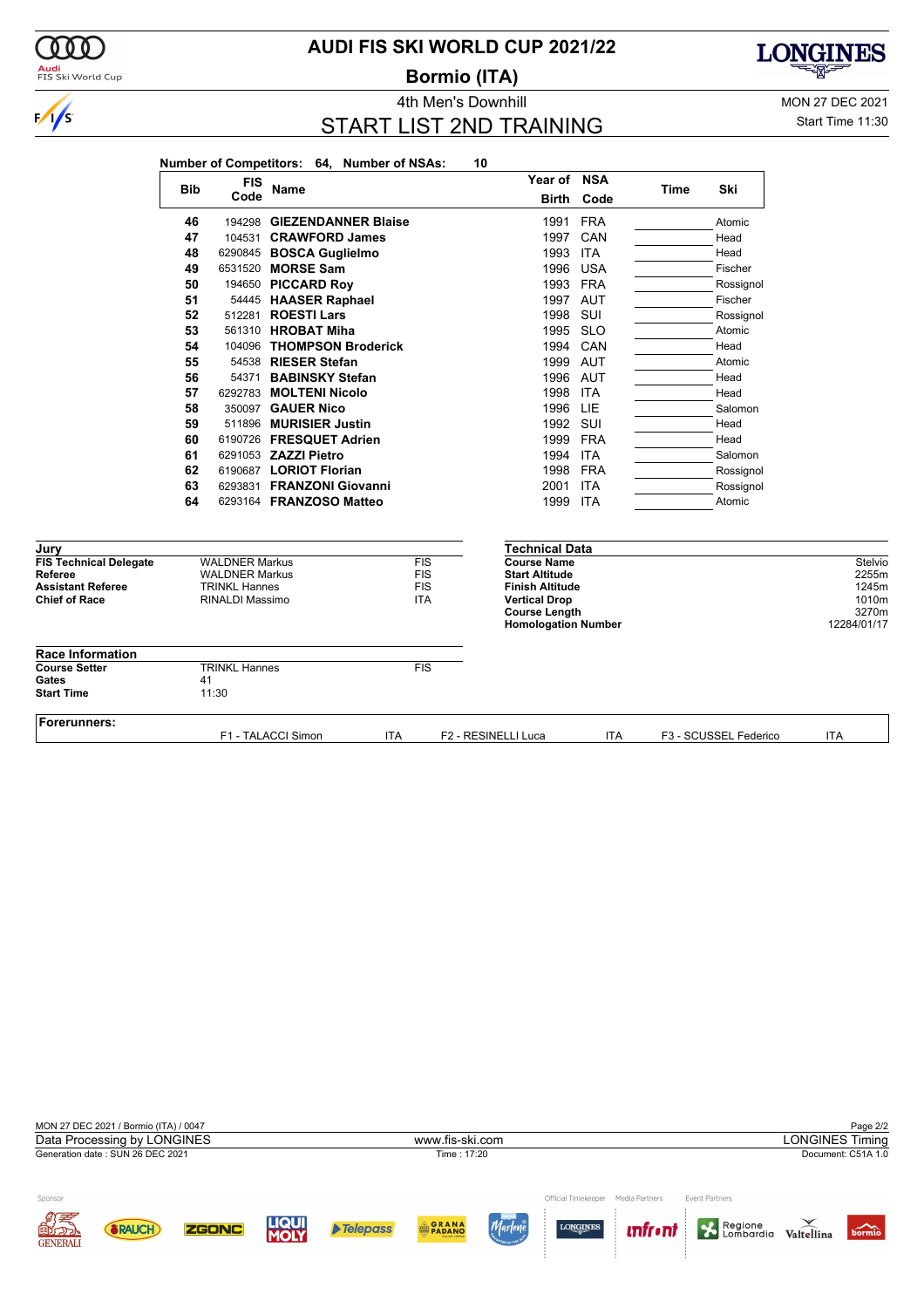# AUDI FIS SKI WORLD CUP 2021/22

## Bormio (ITA)

4th Men's Downhill

MON 27 DEC 2021

## START LIST 2ND TRAINING

Start Time 11:30

**Number of Competitors: 64, Number of NSAs: 10**

| Bib | FIS Code | Name | Year of Birth | NSA Code | Time | Ski |
|---|---|---|---|---|---|---|
| 46 | 194298 | **GIEZENDANNER Blaise** | 1991 | FRA | | Atomic |
| 47 | 104531 | **CRAWFORD James** | 1997 | CAN | | Head |
| 48 | 6290845 | **BOSCA Guglielmo** | 1993 | ITA | | Head |
| 49 | 6531520 | **MORSE Sam** | 1996 | USA | | Fischer |
| 50 | 194650 | **PICCARD Roy** | 1993 | FRA | | Rossignol |
| 51 | 54445 | **HAASER Raphael** | 1997 | AUT | | Fischer |
| 52 | 512281 | **ROESTI Lars** | 1998 | SUI | | Rossignol |
| 53 | 561310 | **HROBAT Miha** | 1995 | SLO | | Atomic |
| 54 | 104096 | **THOMPSON Broderick** | 1994 | CAN | | Head |
| 55 | 54538 | **RIESER Stefan** | 1999 | AUT | | Atomic |
| 56 | 54371 | **BABINSKY Stefan** | 1996 | AUT | | Head |
| 57 | 6292783 | **MOLTENI Nicolo** | 1998 | ITA | | Head |
| 58 | 350097 | **GAUER Nico** | 1996 | LIE | | Salomon |
| 59 | 511896 | **MURISIER Justin** | 1992 | SUI | | Head |
| 60 | 6190726 | **FRESQUET Adrien** | 1999 | FRA | | Head |
| 61 | 6291053 | **ZAZZI Pietro** | 1994 | ITA | | Salomon |
| 62 | 6190687 | **LORIOT Florian** | 1998 | FRA | | Rossignol |
| 63 | 6293831 | **FRANZONI Giovanni** | 2001 | ITA | | Rossignol |
| 64 | 6293164 | **FRANZOSO Matteo** | 1999 | ITA | | Atomic |

### Jury

| | | |
|---|---|---|
| **FIS Technical Delegate** | WALDNER Markus | FIS |
| **Referee** | WALDNER Markus | FIS |
| **Assistant Referee** | TRINKL Hannes | FIS |
| **Chief of Race** | RINALDI Massimo | ITA |

### Technical Data

| | |
|---|---|
| **Course Name** | Stelvio |
| **Start Altitude** | 2255m |
| **Finish Altitude** | 1245m |
| **Vertical Drop** | 1010m |
| **Course Length** | 3270m |
| **Homologation Number** | 12284/01/17 |

### Race Information

| | | |
|---|---|---|
| **Course Setter** | TRINKL Hannes | FIS |
| **Gates** | 41 | |
| **Start Time** | 11:30 | |

**Forerunners:**

F1 - TALACCI Simon ITA F2 - RESINELLI Luca ITA F3 - SCUSSEL Federico ITA

MON 27 DEC 2021 / Bormio (ITA) / 0047

Data Processing by LONGINES www.fis-ski.com LONGINES Timing

Generation date : SUN 26 DEC 2021 Time : 17:20 Document: C51A 1.0